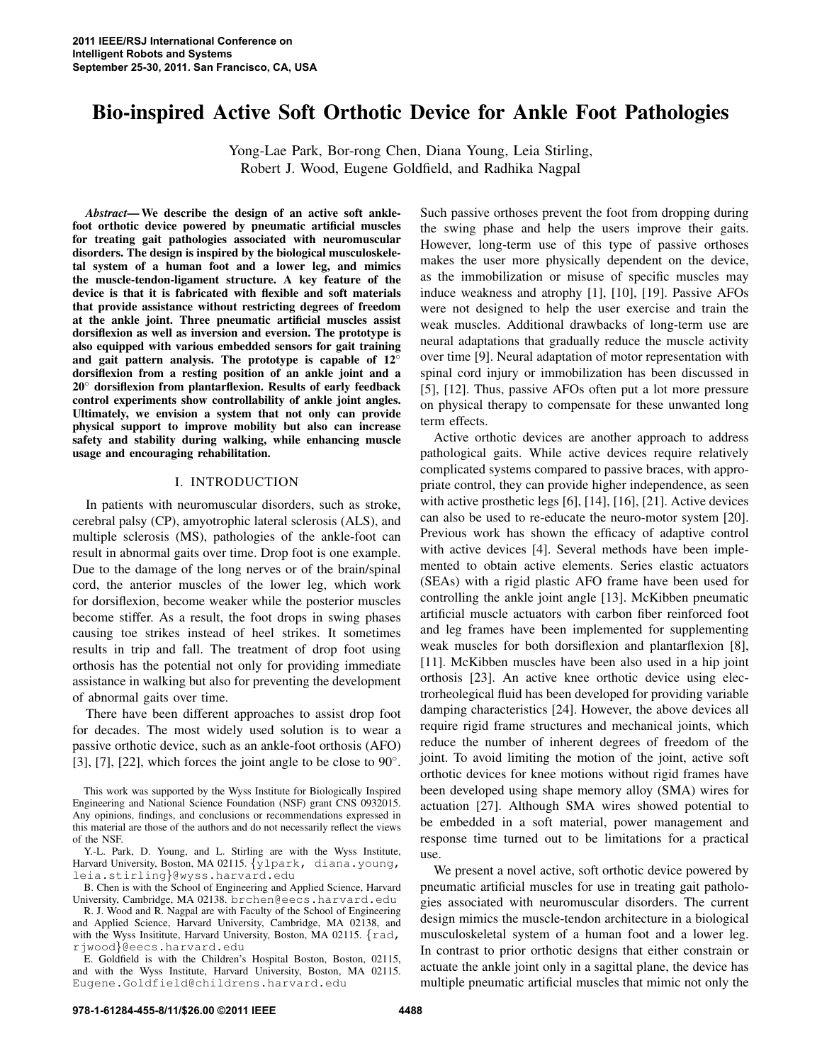# Bio-inspired Active Soft Orthotic Device for Ankle Foot Pathologies

Yong-Lae Park, Bor-rong Chen, Diana Young, Leia Stirling, Robert J. Wood, Eugene Goldfield, and Radhika Nagpal

***Abstract*— We describe the design of an active soft ankle-foot orthotic device powered by pneumatic artificial muscles for treating gait pathologies associated with neuromuscular disorders. The design is inspired by the biological musculoskeletal system of a human foot and a lower leg, and mimics the muscle-tendon-ligament structure. A key feature of the device is that it is fabricated with flexible and soft materials that provide assistance without restricting degrees of freedom at the ankle joint. Three pneumatic artificial muscles assist dorsiflexion as well as inversion and eversion. The prototype is also equipped with various embedded sensors for gait training and gait pattern analysis. The prototype is capable of 12° dorsiflexion from a resting position of an ankle joint and a 20° dorsiflexion from plantarflexion. Results of early feedback control experiments show controllability of ankle joint angles. Ultimately, we envision a system that not only can provide physical support to improve mobility but also can increase safety and stability during walking, while enhancing muscle usage and encouraging rehabilitation.**

## I. INTRODUCTION

In patients with neuromuscular disorders, such as stroke, cerebral palsy (CP), amyotrophic lateral sclerosis (ALS), and multiple sclerosis (MS), pathologies of the ankle-foot can result in abnormal gaits over time. Drop foot is one example. Due to the damage of the long nerves or of the brain/spinal cord, the anterior muscles of the lower leg, which work for dorsiflexion, become weaker while the posterior muscles become stiffer. As a result, the foot drops in swing phases causing toe strikes instead of heel strikes. It sometimes results in trip and fall. The treatment of drop foot using orthosis has the potential not only for providing immediate assistance in walking but also for preventing the development of abnormal gaits over time.

There have been different approaches to assist drop foot for decades. The most widely used solution is to wear a passive orthotic device, such as an ankle-foot orthosis (AFO) [3], [7], [22], which forces the joint angle to be close to 90°. Such passive orthoses prevent the foot from dropping during the swing phase and help the users improve their gaits. However, long-term use of this type of passive orthoses makes the user more physically dependent on the device, as the immobilization or misuse of specific muscles may induce weakness and atrophy [1], [10], [19]. Passive AFOs were not designed to help the user exercise and train the weak muscles. Additional drawbacks of long-term use are neural adaptations that gradually reduce the muscle activity over time [9]. Neural adaptation of motor representation with spinal cord injury or immobilization has been discussed in [5], [12]. Thus, passive AFOs often put a lot more pressure on physical therapy to compensate for these unwanted long term effects.

Active orthotic devices are another approach to address pathological gaits. While active devices require relatively complicated systems compared to passive braces, with appropriate control, they can provide higher independence, as seen with active prosthetic legs [6], [14], [16], [21]. Active devices can also be used to re-educate the neuro-motor system [20]. Previous work has shown the efficacy of adaptive control with active devices [4]. Several methods have been implemented to obtain active elements. Series elastic actuators (SEAs) with a rigid plastic AFO frame have been used for controlling the ankle joint angle [13]. McKibben pneumatic artificial muscle actuators with carbon fiber reinforced foot and leg frames have been implemented for supplementing weak muscles for both dorsiflexion and plantarflexion [8], [11]. McKibben muscles have been also used in a hip joint orthosis [23]. An active knee orthotic device using electrorheological fluid has been developed for providing variable damping characteristics [24]. However, the above devices all require rigid frame structures and mechanical joints, which reduce the number of inherent degrees of freedom of the joint. To avoid limiting the motion of the joint, active soft orthotic devices for knee motions without rigid frames have been developed using shape memory alloy (SMA) wires for actuation [27]. Although SMA wires showed potential to be embedded in a soft material, power management and response time turned out to be limitations for a practical use.

We present a novel active, soft orthotic device powered by pneumatic artificial muscles for use in treating gait pathologies associated with neuromuscular disorders. The current design mimics the muscle-tendon architecture in a biological musculoskeletal system of a human foot and a lower leg. In contrast to prior orthotic designs that either constrain or actuate the ankle joint only in a sagittal plane, the device has multiple pneumatic artificial muscles that mimic not only the

This work was supported by the Wyss Institute for Biologically Inspired Engineering and National Science Foundation (NSF) grant CNS 0932015. Any opinions, findings, and conclusions or recommendations expressed in this material are those of the authors and do not necessarily reflect the views of the NSF.

Y.-L. Park, D. Young, and L. Stirling are with the Wyss Institute, Harvard University, Boston, MA 02115. {ylpark, diana.young, leia.stirling}@wyss.harvard.edu

B. Chen is with the School of Engineering and Applied Science, Harvard University, Cambridge, MA 02138. brchen@eecs.harvard.edu

R. J. Wood and R. Nagpal are with Faculty of the School of Engineering and Applied Science, Harvard University, Cambridge, MA 02138, and with the Wyss Insititute, Harvard University, Boston, MA 02115. {rad, rjwood}@eecs.harvard.edu

E. Goldfield is with the Children's Hospital Boston, Boston, 02115, and with the Wyss Institute, Harvard University, Boston, MA 02115. Eugene.Goldfield@childrens.harvard.edu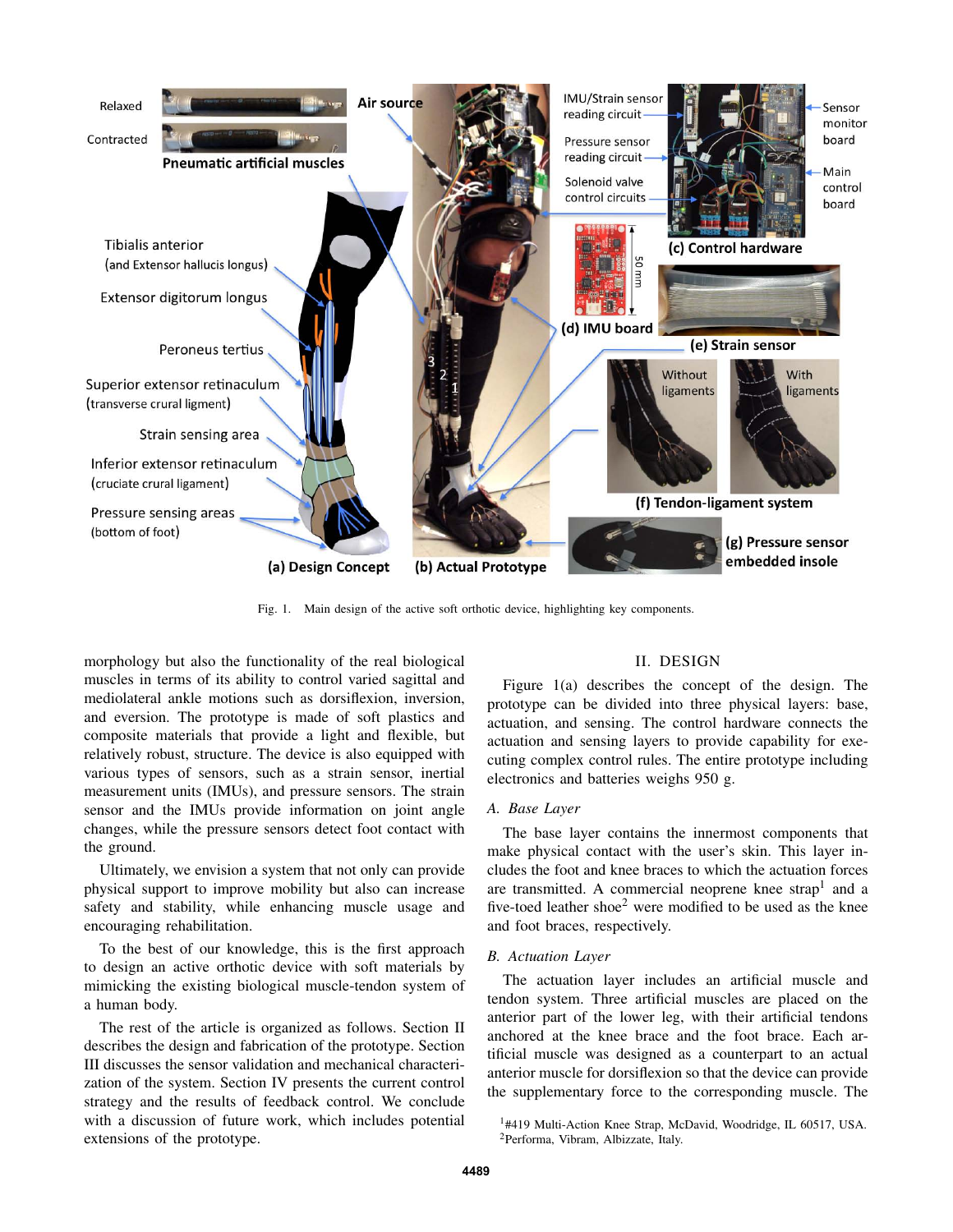Fig. 1. Main design of the active soft orthotic device, highlighting key components.

morphology but also the functionality of the real biological muscles in terms of its ability to control varied sagittal and mediolateral ankle motions such as dorsiflexion, inversion, and eversion. The prototype is made of soft plastics and composite materials that provide a light and flexible, but relatively robust, structure. The device is also equipped with various types of sensors, such as a strain sensor, inertial measurement units (IMUs), and pressure sensors. The strain sensor and the IMUs provide information on joint angle changes, while the pressure sensors detect foot contact with the ground.

Ultimately, we envision a system that not only can provide physical support to improve mobility but also can increase safety and stability, while enhancing muscle usage and encouraging rehabilitation.

To the best of our knowledge, this is the first approach to design an active orthotic device with soft materials by mimicking the existing biological muscle-tendon system of a human body.

The rest of the article is organized as follows. Section II describes the design and fabrication of the prototype. Section III discusses the sensor validation and mechanical characterization of the system. Section IV presents the current control strategy and the results of feedback control. We conclude with a discussion of future work, which includes potential extensions of the prototype.

## II. DESIGN

Figure 1(a) describes the concept of the design. The prototype can be divided into three physical layers: base, actuation, and sensing. The control hardware connects the actuation and sensing layers to provide capability for executing complex control rules. The entire prototype including electronics and batteries weighs 950 g.

### A. Base Layer

The base layer contains the innermost components that make physical contact with the user's skin. This layer includes the foot and knee braces to which the actuation forces are transmitted. A commercial neoprene knee strap[1] and a five-toed leather shoe[2] were modified to be used as the knee and foot braces, respectively.

### B. Actuation Layer

The actuation layer includes an artificial muscle and tendon system. Three artificial muscles are placed on the anterior part of the lower leg, with their artificial tendons anchored at the knee brace and the foot brace. Each artificial muscle was designed as a counterpart to an actual anterior muscle for dorsiflexion so that the device can provide the supplementary force to the corresponding muscle. The

[1]#419 Multi-Action Knee Strap, McDavid, Woodridge, IL 60517, USA.
[2]Performa, Vibram, Albizzate, Italy.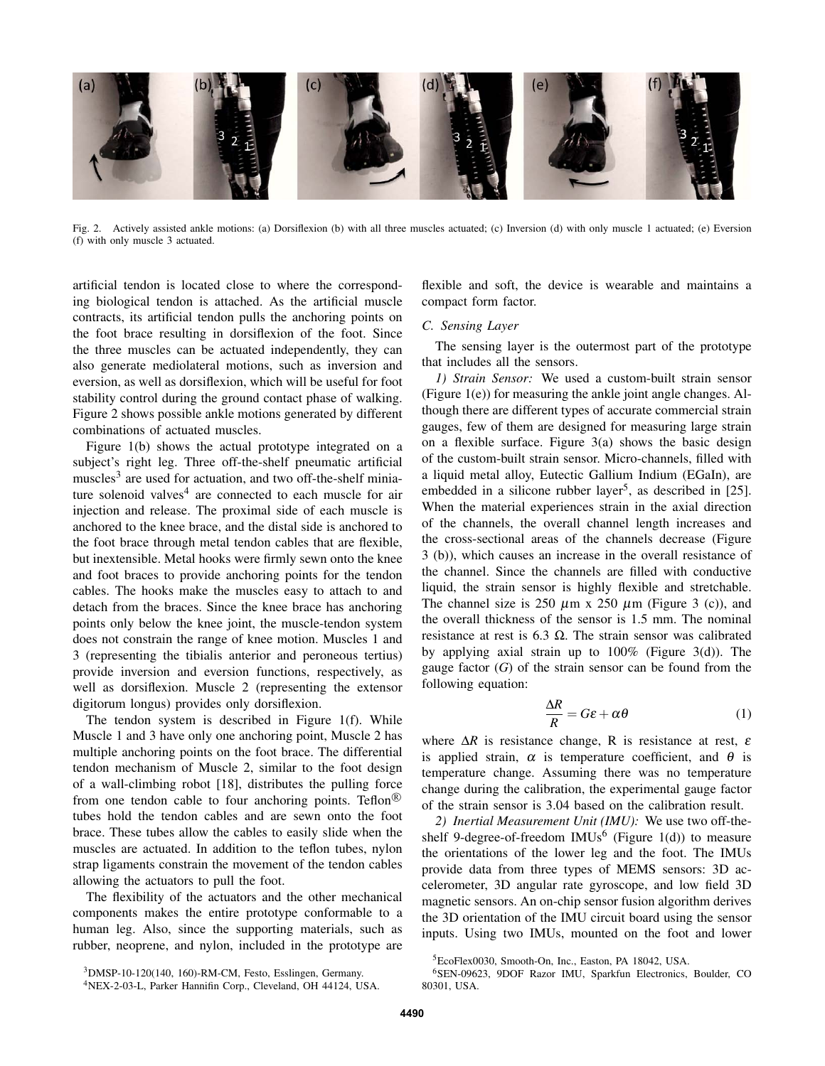Fig. 2. Actively assisted ankle motions: (a) Dorsiflexion (b) with all three muscles actuated; (c) Inversion (d) with only muscle 1 actuated; (e) Eversion (f) with only muscle 3 actuated.

artificial tendon is located close to where the corresponding biological tendon is attached. As the artificial muscle contracts, its artificial tendon pulls the anchoring points on the foot brace resulting in dorsiflexion of the foot. Since the three muscles can be actuated independently, they can also generate mediolateral motions, such as inversion and eversion, as well as dorsiflexion, which will be useful for foot stability control during the ground contact phase of walking. Figure 2 shows possible ankle motions generated by different combinations of actuated muscles.

Figure 1(b) shows the actual prototype integrated on a subject's right leg. Three off-the-shelf pneumatic artificial muscles[3] are used for actuation, and two off-the-shelf miniature solenoid valves[4] are connected to each muscle for air injection and release. The proximal side of each muscle is anchored to the knee brace, and the distal side is anchored to the foot brace through metal tendon cables that are flexible, but inextensible. Metal hooks were firmly sewn onto the knee and foot braces to provide anchoring points for the tendon cables. The hooks make the muscles easy to attach to and detach from the braces. Since the knee brace has anchoring points only below the knee joint, the muscle-tendon system does not constrain the range of knee motion. Muscles 1 and 3 (representing the tibialis anterior and peroneous tertius) provide inversion and eversion functions, respectively, as well as dorsiflexion. Muscle 2 (representing the extensor digitorum longus) provides only dorsiflexion.

The tendon system is described in Figure 1(f). While Muscle 1 and 3 have only one anchoring point, Muscle 2 has multiple anchoring points on the foot brace. The differential tendon mechanism of Muscle 2, similar to the foot design of a wall-climbing robot [18], distributes the pulling force from one tendon cable to four anchoring points. Teflon® tubes hold the tendon cables and are sewn onto the foot brace. These tubes allow the cables to easily slide when the muscles are actuated. In addition to the teflon tubes, nylon strap ligaments constrain the movement of the tendon cables allowing the actuators to pull the foot.

The flexibility of the actuators and the other mechanical components makes the entire prototype conformable to a human leg. Also, since the supporting materials, such as rubber, neoprene, and nylon, included in the prototype are flexible and soft, the device is wearable and maintains a compact form factor.

### C. Sensing Layer

The sensing layer is the outermost part of the prototype that includes all the sensors.

*1) Strain Sensor:* We used a custom-built strain sensor (Figure 1(e)) for measuring the ankle joint angle changes. Although there are different types of accurate commercial strain gauges, few of them are designed for measuring large strain on a flexible surface. Figure 3(a) shows the basic design of the custom-built strain sensor. Micro-channels, filled with a liquid metal alloy, Eutectic Gallium Indium (EGaIn), are embedded in a silicone rubber layer[5], as described in [25]. When the material experiences strain in the axial direction of the channels, the overall channel length increases and the cross-sectional areas of the channels decrease (Figure 3 (b)), which causes an increase in the overall resistance of the channel. Since the channels are filled with conductive liquid, the strain sensor is highly flexible and stretchable. The channel size is 250 $\mu$m x 250 $\mu$m (Figure 3 (c)), and the overall thickness of the sensor is 1.5 mm. The nominal resistance at rest is 6.3 $\Omega$. The strain sensor was calibrated by applying axial strain up to 100% (Figure 3(d)). The gauge factor ($G$) of the strain sensor can be found from the following equation:

$$\frac{\Delta R}{R} = G\varepsilon + \alpha\theta \tag{1}$$

where $\Delta R$ is resistance change, R is resistance at rest, $\varepsilon$ is applied strain, $\alpha$ is temperature coefficient, and $\theta$ is temperature change. Assuming there was no temperature change during the calibration, the experimental gauge factor of the strain sensor is 3.04 based on the calibration result.

*2) Inertial Measurement Unit (IMU):* We use two off-the-shelf 9-degree-of-freedom IMUs[6] (Figure 1(d)) to measure the orientations of the lower leg and the foot. The IMUs provide data from three types of MEMS sensors: 3D accelerometer, 3D angular rate gyroscope, and low field 3D magnetic sensors. An on-chip sensor fusion algorithm derives the 3D orientation of the IMU circuit board using the sensor inputs. Using two IMUs, mounted on the foot and lower

[3] DMSP-10-120(140, 160)-RM-CM, Festo, Esslingen, Germany.

[4] NEX-2-03-L, Parker Hannifin Corp., Cleveland, OH 44124, USA.

[5] EcoFlex0030, Smooth-On, Inc., Easton, PA 18042, USA.

[6] SEN-09623, 9DOF Razor IMU, Sparkfun Electronics, Boulder, CO 80301, USA.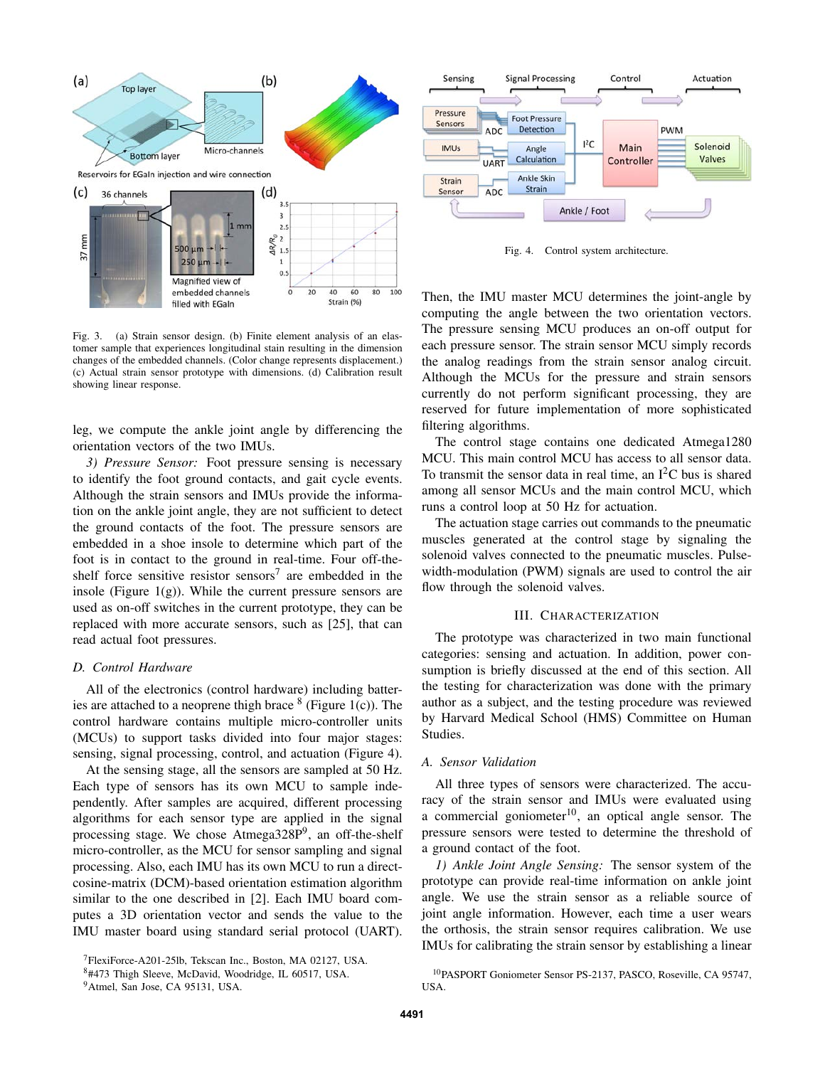Fig. 3. (a) Strain sensor design. (b) Finite element analysis of an elastomer sample that experiences longitudinal stain resulting in the dimension changes of the embedded channels. (Color change represents displacement.) (c) Actual strain sensor prototype with dimensions. (d) Calibration result showing linear response.

leg, we compute the ankle joint angle by differencing the orientation vectors of the two IMUs.

*3) Pressure Sensor:* Foot pressure sensing is necessary to identify the foot ground contacts, and gait cycle events. Although the strain sensors and IMUs provide the information on the ankle joint angle, they are not sufficient to detect the ground contacts of the foot. The pressure sensors are embedded in a shoe insole to determine which part of the foot is in contact to the ground in real-time. Four off-the-shelf force sensitive resistor sensors[7] are embedded in the insole (Figure 1(g)). While the current pressure sensors are used as on-off switches in the current prototype, they can be replaced with more accurate sensors, such as [25], that can read actual foot pressures.

### D. Control Hardware

All of the electronics (control hardware) including batteries are attached to a neoprene thigh brace [8] (Figure 1(c)). The control hardware contains multiple micro-controller units (MCUs) to support tasks divided into four major stages: sensing, signal processing, control, and actuation (Figure 4).

At the sensing stage, all the sensors are sampled at 50 Hz. Each type of sensors has its own MCU to sample independently. After samples are acquired, different processing algorithms for each sensor type are applied in the signal processing stage. We chose Atmega328P[9], an off-the-shelf micro-controller, as the MCU for sensor sampling and signal processing. Also, each IMU has its own MCU to run a direct-cosine-matrix (DCM)-based orientation estimation algorithm similar to the one described in [2]. Each IMU board computes a 3D orientation vector and sends the value to the IMU master board using standard serial protocol (UART).

[7]FlexiForce-A201-25lb, Tekscan Inc., Boston, MA 02127, USA.
[8]#473 Thigh Sleeve, McDavid, Woodridge, IL 60517, USA.
[9]Atmel, San Jose, CA 95131, USA.

Fig. 4. Control system architecture.

Then, the IMU master MCU determines the joint-angle by computing the angle between the two orientation vectors. The pressure sensing MCU produces an on-off output for each pressure sensor. The strain sensor MCU simply records the analog readings from the strain sensor analog circuit. Although the MCUs for the pressure and strain sensors currently do not perform significant processing, they are reserved for future implementation of more sophisticated filtering algorithms.

The control stage contains one dedicated Atmega1280 MCU. This main control MCU has access to all sensor data. To transmit the sensor data in real time, an $I^2C$ bus is shared among all sensor MCUs and the main control MCU, which runs a control loop at 50 Hz for actuation.

The actuation stage carries out commands to the pneumatic muscles generated at the control stage by signaling the solenoid valves connected to the pneumatic muscles. Pulse-width-modulation (PWM) signals are used to control the air flow through the solenoid valves.

## III. Characterization

The prototype was characterized in two main functional categories: sensing and actuation. In addition, power consumption is briefly discussed at the end of this section. All the testing for characterization was done with the primary author as a subject, and the testing procedure was reviewed by Harvard Medical School (HMS) Committee on Human Studies.

### A. Sensor Validation

All three types of sensors were characterized. The accuracy of the strain sensor and IMUs were evaluated using a commercial goniometer[10], an optical angle sensor. The pressure sensors were tested to determine the threshold of a ground contact of the foot.

*1) Ankle Joint Angle Sensing:* The sensor system of the prototype can provide real-time information on ankle joint angle. We use the strain sensor as a reliable source of joint angle information. However, each time a user wears the orthosis, the strain sensor requires calibration. We use IMUs for calibrating the strain sensor by establishing a linear

[10]PASPORT Goniometer Sensor PS-2137, PASCO, Roseville, CA 95747, USA.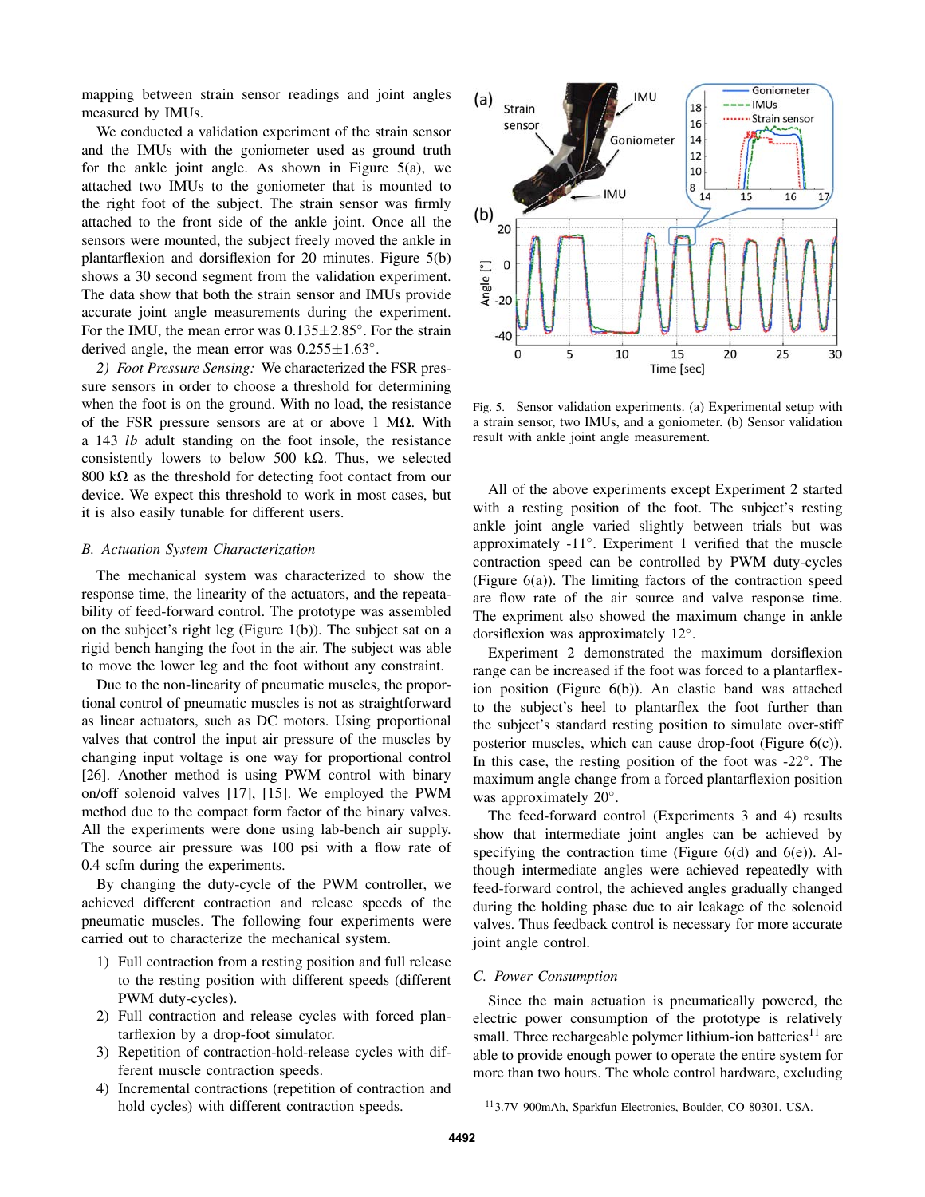mapping between strain sensor readings and joint angles measured by IMUs.

We conducted a validation experiment of the strain sensor and the IMUs with the goniometer used as ground truth for the ankle joint angle. As shown in Figure 5(a), we attached two IMUs to the goniometer that is mounted to the right foot of the subject. The strain sensor was firmly attached to the front side of the ankle joint. Once all the sensors were mounted, the subject freely moved the ankle in plantarflexion and dorsiflexion for 20 minutes. Figure 5(b) shows a 30 second segment from the validation experiment. The data show that both the strain sensor and IMUs provide accurate joint angle measurements during the experiment. For the IMU, the mean error was 0.135±2.85°. For the strain derived angle, the mean error was 0.255±1.63°.

*2) Foot Pressure Sensing:* We characterized the FSR pressure sensors in order to choose a threshold for determining when the foot is on the ground. With no load, the resistance of the FSR pressure sensors are at or above 1 MΩ. With a 143 *lb* adult standing on the foot insole, the resistance consistently lowers to below 500 kΩ. Thus, we selected 800 kΩ as the threshold for detecting foot contact from our device. We expect this threshold to work in most cases, but it is also easily tunable for different users.

### B. Actuation System Characterization

The mechanical system was characterized to show the response time, the linearity of the actuators, and the repeatability of feed-forward control. The prototype was assembled on the subject's right leg (Figure 1(b)). The subject sat on a rigid bench hanging the foot in the air. The subject was able to move the lower leg and the foot without any constraint.

Due to the non-linearity of pneumatic muscles, the proportional control of pneumatic muscles is not as straightforward as linear actuators, such as DC motors. Using proportional valves that control the input air pressure of the muscles by changing input voltage is one way for proportional control [26]. Another method is using PWM control with binary on/off solenoid valves [17], [15]. We employed the PWM method due to the compact form factor of the binary valves. All the experiments were done using lab-bench air supply. The source air pressure was 100 psi with a flow rate of 0.4 scfm during the experiments.

By changing the duty-cycle of the PWM controller, we achieved different contraction and release speeds of the pneumatic muscles. The following four experiments were carried out to characterize the mechanical system.

1) Full contraction from a resting position and full release to the resting position with different speeds (different PWM duty-cycles).
2) Full contraction and release cycles with forced plantarflexion by a drop-foot simulator.
3) Repetition of contraction-hold-release cycles with different muscle contraction speeds.
4) Incremental contractions (repetition of contraction and hold cycles) with different contraction speeds.

Fig. 5. Sensor validation experiments. (a) Experimental setup with a strain sensor, two IMUs, and a goniometer. (b) Sensor validation result with ankle joint angle measurement.

All of the above experiments except Experiment 2 started with a resting position of the foot. The subject's resting ankle joint angle varied slightly between trials but was approximately -11°. Experiment 1 verified that the muscle contraction speed can be controlled by PWM duty-cycles (Figure 6(a)). The limiting factors of the contraction speed are flow rate of the air source and valve response time. The expriment also showed the maximum change in ankle dorsiflexion was approximately 12°.

Experiment 2 demonstrated the maximum dorsiflexion range can be increased if the foot was forced to a plantarflexion position (Figure 6(b)). An elastic band was attached to the subject's heel to plantarflex the foot further than the subject's standard resting position to simulate over-stiff posterior muscles, which can cause drop-foot (Figure 6(c)). In this case, the resting position of the foot was -22°. The maximum angle change from a forced plantarflexion position was approximately 20°.

The feed-forward control (Experiments 3 and 4) results show that intermediate joint angles can be achieved by specifying the contraction time (Figure 6(d) and 6(e)). Although intermediate angles were achieved repeatedly with feed-forward control, the achieved angles gradually changed during the holding phase due to air leakage of the solenoid valves. Thus feedback control is necessary for more accurate joint angle control.

### C. Power Consumption

Since the main actuation is pneumatically powered, the electric power consumption of the prototype is relatively small. Three rechargeable polymer lithium-ion batteries[11] are able to provide enough power to operate the entire system for more than two hours. The whole control hardware, excluding

[11] 3.7V–900mAh, Sparkfun Electronics, Boulder, CO 80301, USA.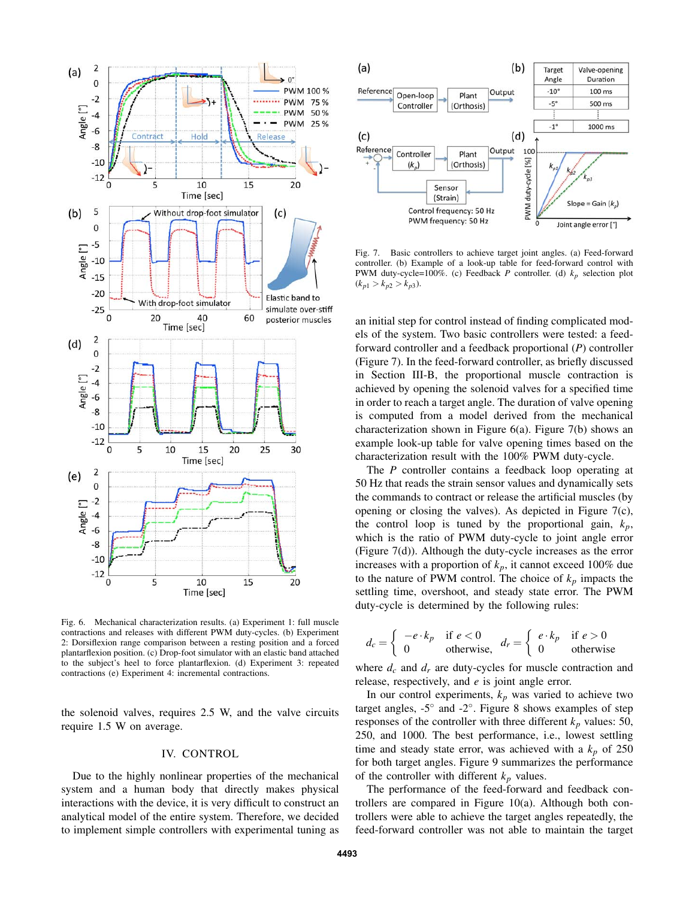Fig. 6. Mechanical characterization results. (a) Experiment 1: full muscle contractions and releases with different PWM duty-cycles. (b) Experiment 2: Dorsiflexion range comparison between a resting position and a forced plantarflexion position. (c) Drop-foot simulator with an elastic band attached to the subject's heel to force plantarflexion. (d) Experiment 3: repeated contractions (e) Experiment 4: incremental contractions.

the solenoid valves, requires 2.5 W, and the valve circuits require 1.5 W on average.

## IV. CONTROL

Due to the highly nonlinear properties of the mechanical system and a human body that directly makes physical interactions with the device, it is very difficult to construct an analytical model of the entire system. Therefore, we decided to implement simple controllers with experimental tuning as an initial step for control instead of finding complicated models of the system. Two basic controllers were tested: a feed-forward controller and a feedback proportional ($P$) controller (Figure 7). In the feed-forward controller, as briefly discussed in Section III-B, the proportional muscle contraction is achieved by opening the solenoid valves for a specified time in order to reach a target angle. The duration of valve opening is computed from a model derived from the mechanical characterization shown in Figure 6(a). Figure 7(b) shows an example look-up table for valve opening times based on the characterization result with the 100% PWM duty-cycle.

| Target Angle | Valve-opening Duration |
| --- | --- |
| -10° | 100 ms |
| -5° | 500 ms |
| ⋮ | ⋮ |
| -1° | 1000 ms |

Fig. 7. Basic controllers to achieve target joint angles. (a) Feed-forward controller. (b) Example of a look-up table for feed-forward control with PWM duty-cycle=100%. (c) Feedback $P$ controller. (d) $k_p$ selection plot ($k_{p1} > k_{p2} > k_{p3}$).

The $P$ controller contains a feedback loop operating at 50 Hz that reads the strain sensor values and dynamically sets the commands to contract or release the artificial muscles (by opening or closing the valves). As depicted in Figure 7(c), the control loop is tuned by the proportional gain, $k_p$, which is the ratio of PWM duty-cycle to joint angle error (Figure 7(d)). Although the duty-cycle increases as the error increases with a proportion of $k_p$, it cannot exceed 100% due to the nature of PWM control. The choice of $k_p$ impacts the settling time, overshoot, and steady state error. The PWM duty-cycle is determined by the following rules:

$$d_c = \begin{cases} -e \cdot k_p & \text{if } e < 0 \\ 0 & \text{otherwise,} \end{cases} \quad d_r = \begin{cases} e \cdot k_p & \text{if } e > 0 \\ 0 & \text{otherwise} \end{cases}$$

where $d_c$ and $d_r$ are duty-cycles for muscle contraction and release, respectively, and $e$ is joint angle error.

In our control experiments, $k_p$ was varied to achieve two target angles, -5° and -2°. Figure 8 shows examples of step responses of the controller with three different $k_p$ values: 50, 250, and 1000. The best performance, i.e., lowest settling time and steady state error, was achieved with a $k_p$ of 250 for both target angles. Figure 9 summarizes the performance of the controller with different $k_p$ values.

The performance of the feed-forward and feedback controllers are compared in Figure 10(a). Although both controllers were able to achieve the target angles repeatedly, the feed-forward controller was not able to maintain the target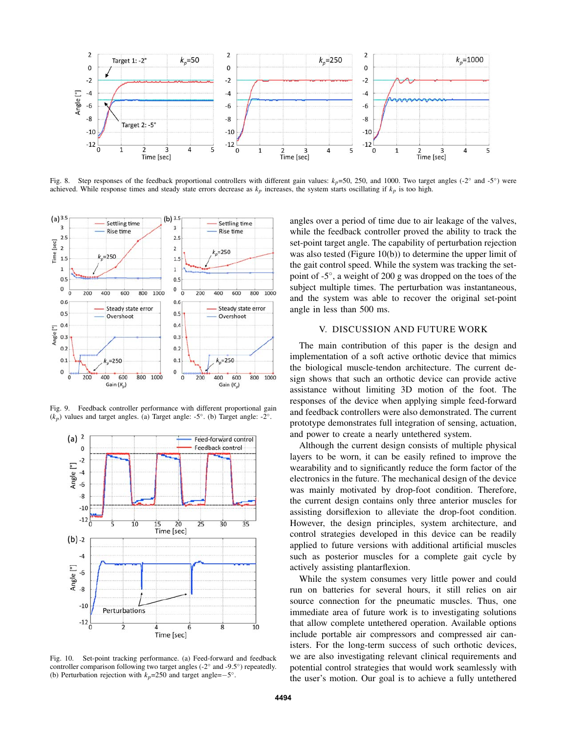Target 1: -2°

Target 2: -5°

$k_p$=50

$k_p$=250

$k_p$=1000

Angle [°]

Time [sec]

Fig. 8. Step responses of the feedback proportional controllers with different gain values: $k_p$=50, 250, and 1000. Two target angles (-2° and -5°) were achieved. While response times and steady state errors decrease as $k_p$ increases, the system starts oscillating if $k_p$ is too high.

(a)

(b)

Settling time

Rise time

Steady state error

Overshoot

$k_p$=250

Time [sec]

Angle [°]

Gain ($K_p$)

Fig. 9. Feedback controller performance with different proportional gain ($k_p$) values and target angles. (a) Target angle: -5°. (b) Target angle: -2°.

(a)

(b)

Feed-forward control

Feedback control

Perturbations

Angle [°]

Time [sec]

Fig. 10. Set-point tracking performance. (a) Feed-forward and feedback controller comparison following two target angles (-2° and -9.5°) repeatedly. (b) Perturbation rejection with $k_p$=250 and target angle=−5°.

angles over a period of time due to air leakage of the valves, while the feedback controller proved the ability to track the set-point target angle. The capability of perturbation rejection was also tested (Figure 10(b)) to determine the upper limit of the gait control speed. While the system was tracking the set-point of -5°, a weight of 200 g was dropped on the toes of the subject multiple times. The perturbation was instantaneous, and the system was able to recover the original set-point angle in less than 500 ms.

## V. DISCUSSION AND FUTURE WORK

The main contribution of this paper is the design and implementation of a soft active orthotic device that mimics the biological muscle-tendon architecture. The current design shows that such an orthotic device can provide active assistance without limiting 3D motion of the foot. The responses of the device when applying simple feed-forward and feedback controllers were also demonstrated. The current prototype demonstrates full integration of sensing, actuation, and power to create a nearly untethered system.

Although the current design consists of multiple physical layers to be worn, it can be easily refined to improve the wearability and to significantly reduce the form factor of the electronics in the future. The mechanical design of the device was mainly motivated by drop-foot condition. Therefore, the current design contains only three anterior muscles for assisting dorsiflexion to alleviate the drop-foot condition. However, the design principles, system architecture, and control strategies developed in this device can be readily applied to future versions with additional artificial muscles such as posterior muscles for a complete gait cycle by actively assisting plantarflexion.

While the system consumes very little power and could run on batteries for several hours, it still relies on air source connection for the pneumatic muscles. Thus, one immediate area of future work is to investigating solutions that allow complete untethered operation. Available options include portable air compressors and compressed air canisters. For the long-term success of such orthotic devices, we are also investigating relevant clinical requirements and potential control strategies that would work seamlessly with the user's motion. Our goal is to achieve a fully untethered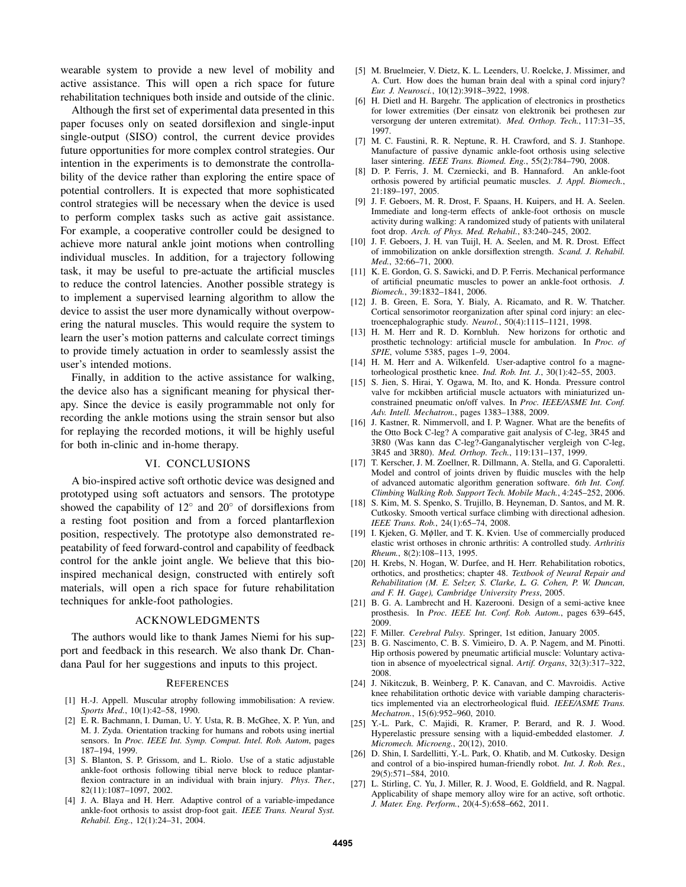wearable system to provide a new level of mobility and active assistance. This will open a rich space for future rehabilitation techniques both inside and outside of the clinic.

Although the first set of experimental data presented in this paper focuses only on seated dorsiflexion and single-input single-output (SISO) control, the current device provides future opportunities for more complex control strategies. Our intention in the experiments is to demonstrate the controllability of the device rather than exploring the entire space of potential controllers. It is expected that more sophisticated control strategies will be necessary when the device is used to perform complex tasks such as active gait assistance. For example, a cooperative controller could be designed to achieve more natural ankle joint motions when controlling individual muscles. In addition, for a trajectory following task, it may be useful to pre-actuate the artificial muscles to reduce the control latencies. Another possible strategy is to implement a supervised learning algorithm to allow the device to assist the user more dynamically without overpowering the natural muscles. This would require the system to learn the user's motion patterns and calculate correct timings to provide timely actuation in order to seamlessly assist the user's intended motions.

Finally, in addition to the active assistance for walking, the device also has a significant meaning for physical therapy. Since the device is easily programmable not only for recording the ankle motions using the strain sensor but also for replaying the recorded motions, it will be highly useful for both in-clinic and in-home therapy.

## VI. CONCLUSIONS

A bio-inspired active soft orthotic device was designed and prototyped using soft actuators and sensors. The prototype showed the capability of $12^\circ$ and $20^\circ$ of dorsiflexions from a resting foot position and from a forced plantarflexion position, respectively. The prototype also demonstrated repeatability of feed forward-control and capability of feedback control for the ankle joint angle. We believe that this bio-inspired mechanical design, constructed with entirely soft materials, will open a rich space for future rehabilitation techniques for ankle-foot pathologies.

## ACKNOWLEDGMENTS

The authors would like to thank James Niemi for his support and feedback in this research. We also thank Dr. Chandana Paul for her suggestions and inputs to this project.

## REFERENCES

[1] H.-J. Appell. Muscular atrophy following immobilisation: A review. *Sports Med.*, 10(1):42–58, 1990.

[2] E. R. Bachmann, I. Duman, U. Y. Usta, R. B. McGhee, X. P. Yun, and M. J. Zyda. Orientation tracking for humans and robots using inertial sensors. In *Proc. IEEE Int. Symp. Comput. Intel. Rob. Autom*, pages 187–194, 1999.

[3] S. Blanton, S. P. Grissom, and L. Riolo. Use of a static adjustable ankle-foot orthosis following tibial nerve block to reduce plantar-flexion contracture in an individual with brain injury. *Phys. Ther.*, 82(11):1087–1097, 2002.

[4] J. A. Blaya and H. Herr. Adaptive control of a variable-impedance ankle-foot orthosis to assist drop-foot gait. *IEEE Trans. Neural Syst. Rehabil. Eng.*, 12(1):24–31, 2004.

[5] M. Bruelmeier, V. Dietz, K. L. Leenders, U. Roelcke, J. Missimer, and A. Curt. How does the human brain deal with a spinal cord injury? *Eur. J. Neurosci.*, 10(12):3918–3922, 1998.

[6] H. Dietl and H. Bargehr. The application of electronics in prosthetics for lower extremities (Der einsatz von elektronik bei prothesen zur versorgung der unteren extremitat). *Med. Orthop. Tech.*, 117:31–35, 1997.

[7] M. C. Faustini, R. R. Neptune, R. H. Crawford, and S. J. Stanhope. Manufacture of passive dynamic ankle-foot orthosis using selective laser sintering. *IEEE Trans. Biomed. Eng.*, 55(2):784–790, 2008.

[8] D. P. Ferris, J. M. Czerniecki, and B. Hannaford. An ankle-foot orthosis powered by artificial peumatic muscles. *J. Appl. Biomech.*, 21:189–197, 2005.

[9] J. F. Geboers, M. R. Drost, F. Spaans, H. Kuipers, and H. A. Seelen. Immediate and long-term effects of ankle-foot orthosis on muscle activity during walking: A randomized study of patients with unilateral foot drop. *Arch. of Phys. Med. Rehabil.*, 83:240–245, 2002.

[10] J. F. Geboers, J. H. van Tuijl, H. A. Seelen, and M. R. Drost. Effect of immobilization on ankle dorsiflextion strength. *Scand. J. Rehabil. Med.*, 32:66–71, 2000.

[11] K. E. Gordon, G. S. Sawicki, and D. P. Ferris. Mechanical performance of artificial pneumatic muscles to power an ankle-foot orthosis. *J. Biomech.*, 39:1832–1841, 2006.

[12] J. B. Green, E. Sora, Y. Bialy, A. Ricamato, and R. W. Thatcher. Cortical sensorimotor reorganization after spinal cord injury: an electroencephalographic study. *Neurol.*, 50(4):1115–1121, 1998.

[13] H. M. Herr and R. D. Kornbluh. New horizons for orthotic and prosthetic technology: artificial muscle for ambulation. In *Proc. of SPIE*, volume 5385, pages 1–9, 2004.

[14] H. M. Herr and A. Wilkenfeld. User-adaptive control fo a magnetorheological prosthetic knee. *Ind. Rob. Int. J.*, 30(1):42–55, 2003.

[15] S. Jien, S. Hirai, Y. Ogawa, M. Ito, and K. Honda. Pressure control valve for mckibben artificial muscle actuators with miniaturized unconstrained pneumatic on/off valves. In *Proc. IEEE/ASME Int. Conf. Adv. Intell. Mechatron.*, pages 1383–1388, 2009.

[16] J. Kastner, R. Nimmervoll, and I. P. Wagner. What are the benefits of the Otto Bock C-leg? A comparative gait analysis of C-leg, 3R45 and 3R80 (Was kann das C-leg?-Ganganalytischer vergleigh von C-leg, 3R45 and 3R80). *Med. Orthop. Tech.*, 119:131–137, 1999.

[17] T. Kerscher, J. M. Zoellner, R. Dillmann, A. Stella, and G. Caporaletti. Model and control of joints driven by fluidic muscles with the help of advanced automatic algorithm generation software. *6th Int. Conf. Climbing Walking Rob. Support Tech. Mobile Mach.*, 4:245–252, 2006.

[18] S. Kim, M. S. Spenko, S. Trujillo, B. Heyneman, D. Santos, and M. R. Cutkosky. Smooth vertical surface climbing with directional adhesion. *IEEE Trans. Rob.*, 24(1):65–74, 2008.

[19] I. Kjeken, G. Møller, and T. K. Kvien. Use of commercially produced elastic wrist orthoses in chronic arthritis: A controlled study. *Arthritis Rheum.*, 8(2):108–113, 1995.

[20] H. Krebs, N. Hogan, W. Durfee, and H. Herr. Rehabilitation robotics, orthotics, and prosthetics; chapter 48. *Textbook of Neural Repair and Rehabilitation (M. E. Selzer, S. Clarke, L. G. Cohen, P. W. Duncan, and F. H. Gage), Cambridge University Press*, 2005.

[21] B. G. A. Lambrecht and H. Kazerooni. Design of a semi-active knee prosthesis. In *Proc. IEEE Int. Conf. Rob. Autom.*, pages 639–645, 2009.

[22] F. Miller. *Cerebral Palsy*. Springer, 1st edition, January 2005.

[23] B. G. Nascimento, C. B. S. Vimieiro, D. A. P. Nagem, and M. Pinotti. Hip orthosis powered by pneumatic artificial muscle: Voluntary activation in absence of myoelectrical signal. *Artif. Organs*, 32(3):317–322, 2008.

[24] J. Nikitczuk, B. Weinberg, P. K. Canavan, and C. Mavroidis. Active knee rehabilitation orthotic device with variable damping characteristics implemented via an electrorheological fluid. *IEEE/ASME Trans. Mechatron.*, 15(6):952–960, 2010.

[25] Y.-L. Park, C. Majidi, R. Kramer, P. Berard, and R. J. Wood. Hyperelastic pressure sensing with a liquid-embedded elastomer. *J. Micromech. Microeng.*, 20(12), 2010.

[26] D. Shin, I. Sardellitti, Y.-L. Park, O. Khatib, and M. Cutkosky. Design and control of a bio-inspired human-friendly robot. *Int. J. Rob. Res.*, 29(5):571–584, 2010.

[27] L. Stirling, C. Yu, J. Miller, R. J. Wood, E. Goldfield, and R. Nagpal. Applicability of shape memory alloy wire for an active, soft orthotic. *J. Mater. Eng. Perform.*, 20(4-5):658–662, 2011.